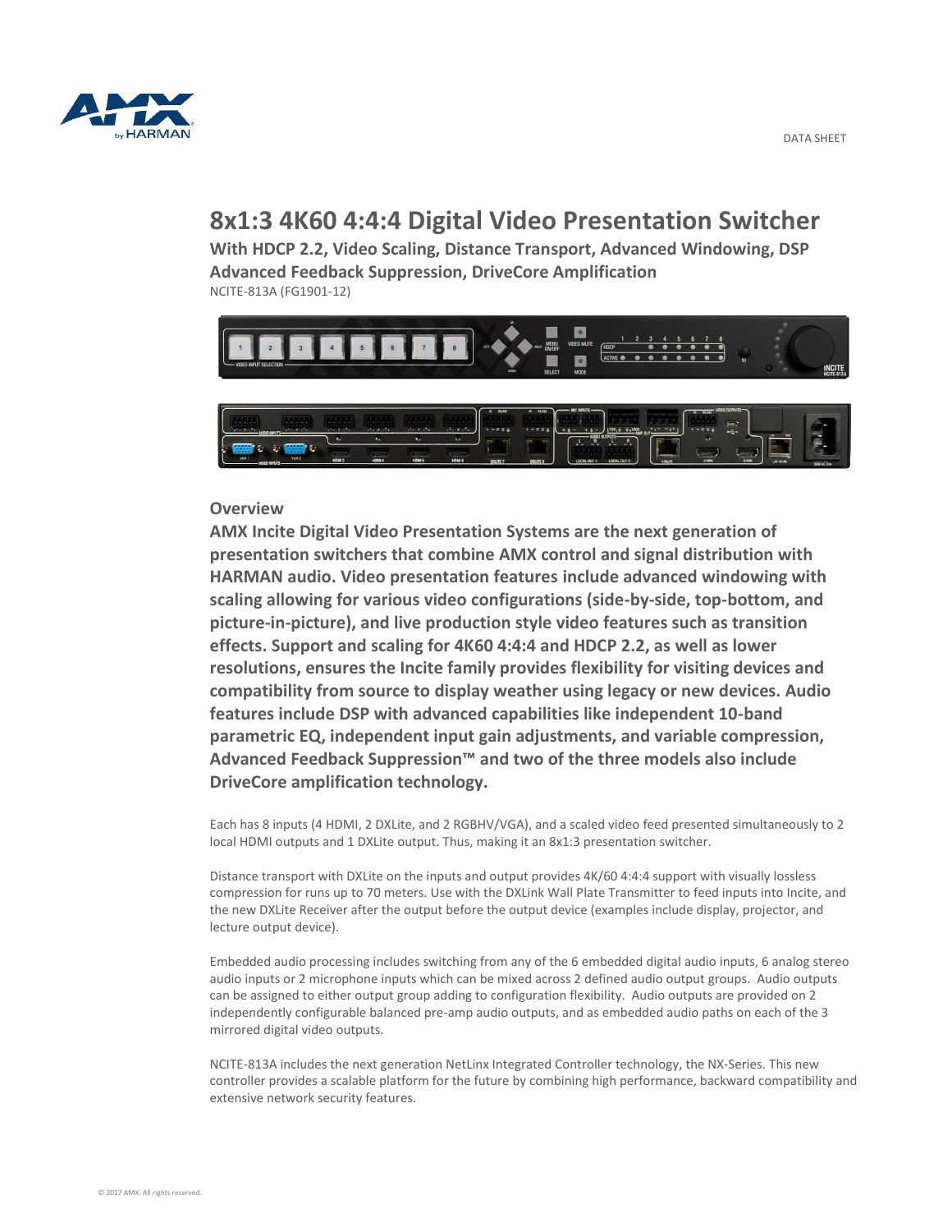DATA SHEET

# 8x1:3 4K60 4:4:4 Digital Video Presentation Switcher

**With HDCP 2.2, Video Scaling, Distance Transport, Advanced Windowing, DSP Advanced Feedback Suppression, DriveCore Amplification**

NCITE-813A (FG1901-12)

## Overview

**AMX Incite Digital Video Presentation Systems are the next generation of presentation switchers that combine AMX control and signal distribution with HARMAN audio. Video presentation features include advanced windowing with scaling allowing for various video configurations (side-by-side, top-bottom, and picture-in-picture), and live production style video features such as transition effects. Support and scaling for 4K60 4:4:4 and HDCP 2.2, as well as lower resolutions, ensures the Incite family provides flexibility for visiting devices and compatibility from source to display weather using legacy or new devices. Audio features include DSP with advanced capabilities like independent 10-band parametric EQ, independent input gain adjustments, and variable compression, Advanced Feedback Suppression™ and two of the three models also include DriveCore amplification technology.**

Each has 8 inputs (4 HDMI, 2 DXLite, and 2 RGBHV/VGA), and a scaled video feed presented simultaneously to 2 local HDMI outputs and 1 DXLite output. Thus, making it an 8x1:3 presentation switcher.

Distance transport with DXLite on the inputs and output provides 4K/60 4:4:4 support with visually lossless compression for runs up to 70 meters. Use with the DXLink Wall Plate Transmitter to feed inputs into Incite, and the new DXLite Receiver after the output before the output device (examples include display, projector, and lecture output device).

Embedded audio processing includes switching from any of the 6 embedded digital audio inputs, 6 analog stereo audio inputs or 2 microphone inputs which can be mixed across 2 defined audio output groups. Audio outputs can be assigned to either output group adding to configuration flexibility. Audio outputs are provided on 2 independently configurable balanced pre-amp audio outputs, and as embedded audio paths on each of the 3 mirrored digital video outputs.

NCITE-813A includes the next generation NetLinx Integrated Controller technology, the NX-Series. This new controller provides a scalable platform for the future by combining high performance, backward compatibility and extensive network security features.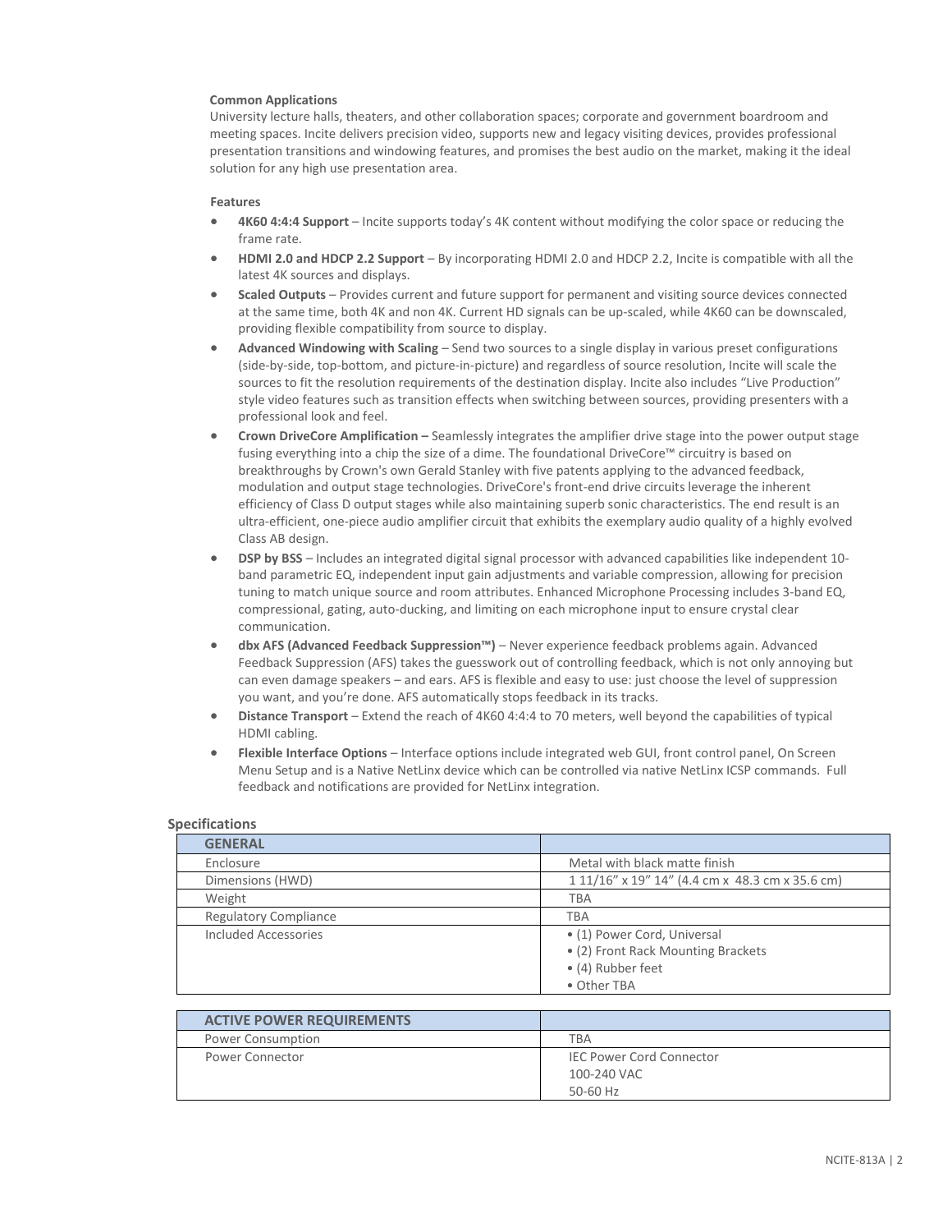**Common Applications**

University lecture halls, theaters, and other collaboration spaces; corporate and government boardroom and meeting spaces. Incite delivers precision video, supports new and legacy visiting devices, provides professional presentation transitions and windowing features, and promises the best audio on the market, making it the ideal solution for any high use presentation area.

**Features**

- **4K60 4:4:4 Support** – Incite supports today's 4K content without modifying the color space or reducing the frame rate.
- **HDMI 2.0 and HDCP 2.2 Support** – By incorporating HDMI 2.0 and HDCP 2.2, Incite is compatible with all the latest 4K sources and displays.
- **Scaled Outputs** – Provides current and future support for permanent and visiting source devices connected at the same time, both 4K and non 4K. Current HD signals can be up-scaled, while 4K60 can be downscaled, providing flexible compatibility from source to display.
- **Advanced Windowing with Scaling** – Send two sources to a single display in various preset configurations (side-by-side, top-bottom, and picture-in-picture) and regardless of source resolution, Incite will scale the sources to fit the resolution requirements of the destination display. Incite also includes "Live Production" style video features such as transition effects when switching between sources, providing presenters with a professional look and feel.
- **Crown DriveCore Amplification –** Seamlessly integrates the amplifier drive stage into the power output stage fusing everything into a chip the size of a dime. The foundational DriveCore™ circuitry is based on breakthroughs by Crown's own Gerald Stanley with five patents applying to the advanced feedback, modulation and output stage technologies. DriveCore's front-end drive circuits leverage the inherent efficiency of Class D output stages while also maintaining superb sonic characteristics. The end result is an ultra-efficient, one-piece audio amplifier circuit that exhibits the exemplary audio quality of a highly evolved Class AB design.
- **DSP by BSS** – Includes an integrated digital signal processor with advanced capabilities like independent 10-band parametric EQ, independent input gain adjustments and variable compression, allowing for precision tuning to match unique source and room attributes. Enhanced Microphone Processing includes 3-band EQ, compressional, gating, auto-ducking, and limiting on each microphone input to ensure crystal clear communication.
- **dbx AFS (Advanced Feedback Suppression™)** – Never experience feedback problems again. Advanced Feedback Suppression (AFS) takes the guesswork out of controlling feedback, which is not only annoying but can even damage speakers – and ears. AFS is flexible and easy to use: just choose the level of suppression you want, and you're done. AFS automatically stops feedback in its tracks.
- **Distance Transport** – Extend the reach of 4K60 4:4:4 to 70 meters, well beyond the capabilities of typical HDMI cabling.
- **Flexible Interface Options** – Interface options include integrated web GUI, front control panel, On Screen Menu Setup and is a Native NetLinx device which can be controlled via native NetLinx ICSP commands. Full feedback and notifications are provided for NetLinx integration.

**Specifications**

| **GENERAL** | |
|---|---|
| Enclosure | Metal with black matte finish |
| Dimensions (HWD) | 1 11/16" x 19" 14" (4.4 cm x 48.3 cm x 35.6 cm) |
| Weight | TBA |
| Regulatory Compliance | TBA |
| Included Accessories | • (1) Power Cord, Universal<br>• (2) Front Rack Mounting Brackets<br>• (4) Rubber feet<br>• Other TBA |

| **ACTIVE POWER REQUIREMENTS** | |
|---|---|
| Power Consumption | TBA |
| Power Connector | IEC Power Cord Connector<br>100-240 VAC<br>50-60 Hz |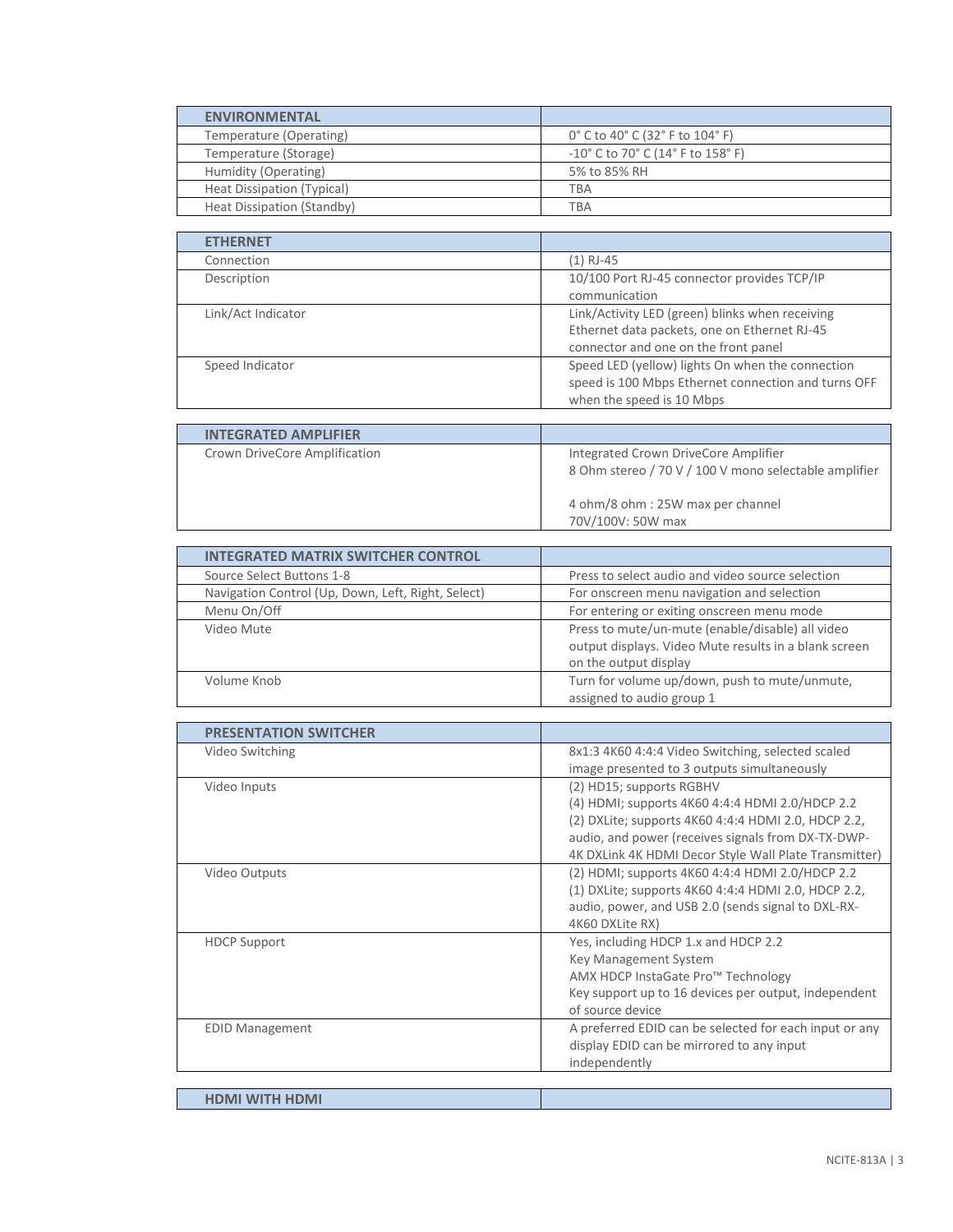| ENVIRONMENTAL | |
|---|---|
| Temperature (Operating) | 0° C to 40° C (32° F to 104° F) |
| Temperature (Storage) | -10° C to 70° C (14° F to 158° F) |
| Humidity (Operating) | 5% to 85% RH |
| Heat Dissipation (Typical) | TBA |
| Heat Dissipation (Standby) | TBA |

| ETHERNET | |
|---|---|
| Connection | (1) RJ-45 |
| Description | 10/100 Port RJ-45 connector provides TCP/IP communication |
| Link/Act Indicator | Link/Activity LED (green) blinks when receiving Ethernet data packets, one on Ethernet RJ-45 connector and one on the front panel |
| Speed Indicator | Speed LED (yellow) lights On when the connection speed is 100 Mbps Ethernet connection and turns OFF when the speed is 10 Mbps |

| INTEGRATED AMPLIFIER | |
|---|---|
| Crown DriveCore Amplification | Integrated Crown DriveCore Amplifier<br>8 Ohm stereo / 70 V / 100 V mono selectable amplifier<br><br>4 ohm/8 ohm : 25W max per channel<br>70V/100V: 50W max |

| INTEGRATED MATRIX SWITCHER CONTROL | |
|---|---|
| Source Select Buttons 1-8 | Press to select audio and video source selection |
| Navigation Control (Up, Down, Left, Right, Select) | For onscreen menu navigation and selection |
| Menu On/Off | For entering or exiting onscreen menu mode |
| Video Mute | Press to mute/un-mute (enable/disable) all video output displays. Video Mute results in a blank screen on the output display |
| Volume Knob | Turn for volume up/down, push to mute/unmute, assigned to audio group 1 |

| PRESENTATION SWITCHER | |
|---|---|
| Video Switching | 8x1:3 4K60 4:4:4 Video Switching, selected scaled image presented to 3 outputs simultaneously |
| Video Inputs | (2) HD15; supports RGBHV<br>(4) HDMI; supports 4K60 4:4:4 HDMI 2.0/HDCP 2.2<br>(2) DXLite; supports 4K60 4:4:4 HDMI 2.0, HDCP 2.2, audio, and power (receives signals from DX-TX-DWP-4K DXLink 4K HDMI Decor Style Wall Plate Transmitter) |
| Video Outputs | (2) HDMI; supports 4K60 4:4:4 HDMI 2.0/HDCP 2.2<br>(1) DXLite; supports 4K60 4:4:4 HDMI 2.0, HDCP 2.2, audio, power, and USB 2.0 (sends signal to DXL-RX-4K60 DXLite RX) |
| HDCP Support | Yes, including HDCP 1.x and HDCP 2.2<br>Key Management System<br>AMX HDCP InstaGate Pro™ Technology<br>Key support up to 16 devices per output, independent of source device |
| EDID Management | A preferred EDID can be selected for each input or any display EDID can be mirrored to any input independently |

| HDMI WITH HDMI | |
|---|---|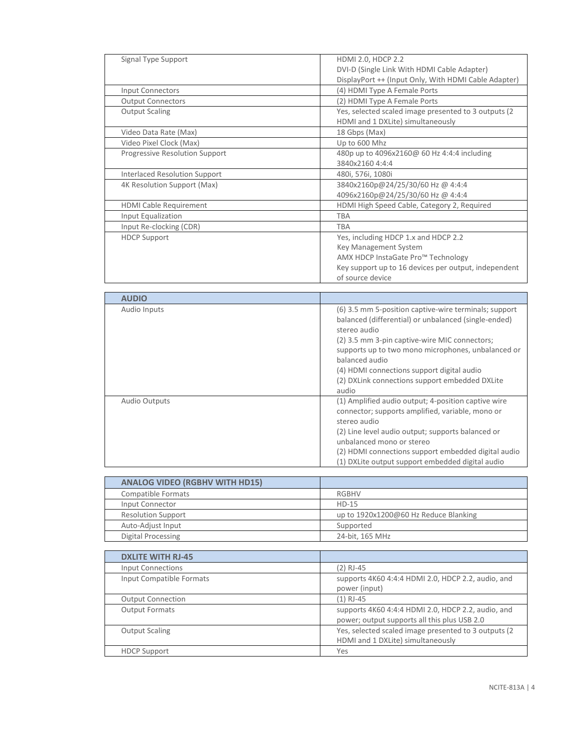| | |
|---|---|
| Signal Type Support | HDMI 2.0, HDCP 2.2<br>DVI-D (Single Link With HDMI Cable Adapter)<br>DisplayPort ++ (Input Only, With HDMI Cable Adapter) |
| Input Connectors | (4) HDMI Type A Female Ports |
| Output Connectors | (2) HDMI Type A Female Ports |
| Output Scaling | Yes, selected scaled image presented to 3 outputs (2 HDMI and 1 DXLite) simultaneously |
| Video Data Rate (Max) | 18 Gbps (Max) |
| Video Pixel Clock (Max) | Up to 600 Mhz |
| Progressive Resolution Support | 480p up to 4096x2160@ 60 Hz 4:4:4 including 3840x2160 4:4:4 |
| Interlaced Resolution Support | 480i, 576i, 1080i |
| 4K Resolution Support (Max) | 3840x2160p@24/25/30/60 Hz @ 4:4:4<br>4096x2160p@24/25/30/60 Hz @ 4:4:4 |
| HDMI Cable Requirement | HDMI High Speed Cable, Category 2, Required |
| Input Equalization | TBA |
| Input Re-clocking (CDR) | TBA |
| HDCP Support | Yes, including HDCP 1.x and HDCP 2.2<br>Key Management System<br>AMX HDCP InstaGate Pro™ Technology<br>Key support up to 16 devices per output, independent of source device |

| **AUDIO** | |
|---|---|
| Audio Inputs | (6) 3.5 mm 5-position captive-wire terminals; support balanced (differential) or unbalanced (single-ended) stereo audio<br>(2) 3.5 mm 3-pin captive-wire MIC connectors; supports up to two mono microphones, unbalanced or balanced audio<br>(4) HDMI connections support digital audio<br>(2) DXLink connections support embedded DXLite audio |
| Audio Outputs | (1) Amplified audio output; 4-position captive wire connector; supports amplified, variable, mono or stereo audio<br>(2) Line level audio output; supports balanced or unbalanced mono or stereo<br>(2) HDMI connections support embedded digital audio<br>(1) DXLite output support embedded digital audio |

| **ANALOG VIDEO (RGBHV WITH HD15)** | |
|---|---|
| Compatible Formats | RGBHV |
| Input Connector | HD-15 |
| Resolution Support | up to 1920x1200@60 Hz Reduce Blanking |
| Auto-Adjust Input | Supported |
| Digital Processing | 24-bit, 165 MHz |

| **DXLITE WITH RJ-45** | |
|---|---|
| Input Connections | (2) RJ-45 |
| Input Compatible Formats | supports 4K60 4:4:4 HDMI 2.0, HDCP 2.2, audio, and power (input) |
| Output Connection | (1) RJ-45 |
| Output Formats | supports 4K60 4:4:4 HDMI 2.0, HDCP 2.2, audio, and power; output supports all this plus USB 2.0 |
| Output Scaling | Yes, selected scaled image presented to 3 outputs (2 HDMI and 1 DXLite) simultaneously |
| HDCP Support | Yes |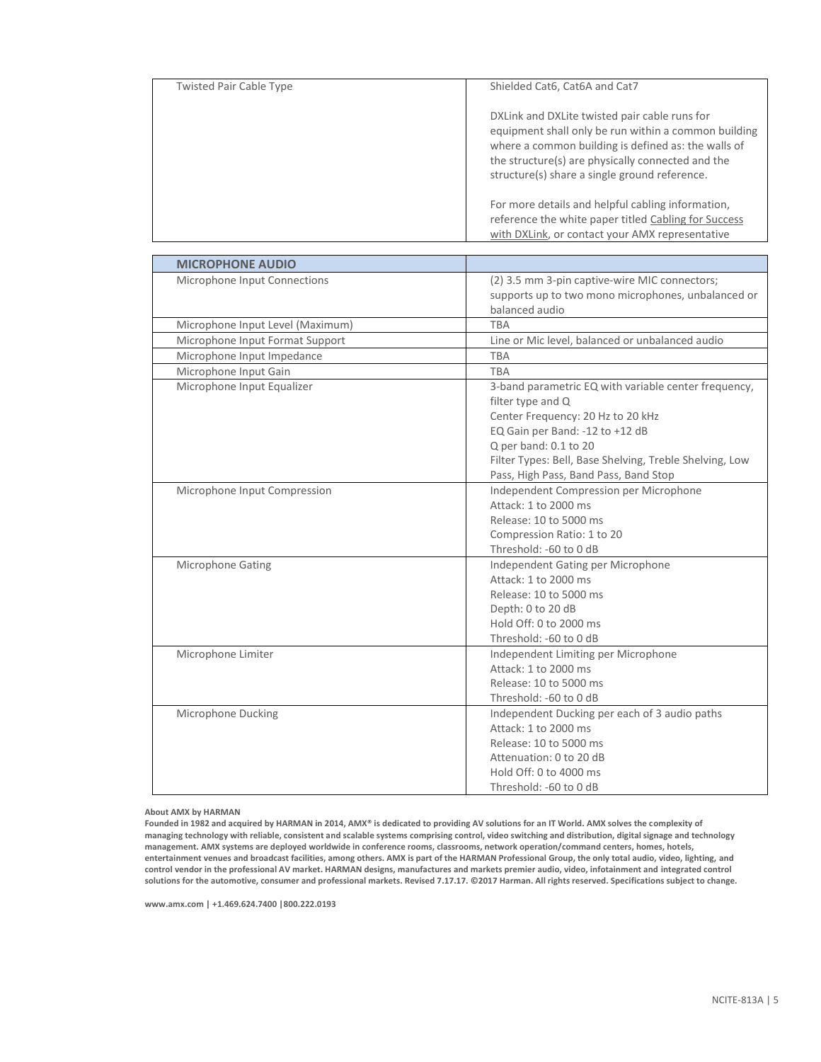| | |
|---|---|
| Twisted Pair Cable Type | Shielded Cat6, Cat6A and Cat7<br><br>DXLink and DXLite twisted pair cable runs for equipment shall only be run within a common building where a common building is defined as: the walls of the structure(s) are physically connected and the structure(s) share a single ground reference.<br><br>For more details and helpful cabling information, reference the white paper titled Cabling for Success with DXLink, or contact your AMX representative |

| **MICROPHONE AUDIO** | |
|---|---|
| Microphone Input Connections | (2) 3.5 mm 3-pin captive-wire MIC connectors; supports up to two mono microphones, unbalanced or balanced audio |
| Microphone Input Level (Maximum) | TBA |
| Microphone Input Format Support | Line or Mic level, balanced or unbalanced audio |
| Microphone Input Impedance | TBA |
| Microphone Input Gain | TBA |
| Microphone Input Equalizer | 3-band parametric EQ with variable center frequency, filter type and Q<br>Center Frequency: 20 Hz to 20 kHz<br>EQ Gain per Band: -12 to +12 dB<br>Q per band: 0.1 to 20<br>Filter Types: Bell, Base Shelving, Treble Shelving, Low Pass, High Pass, Band Pass, Band Stop |
| Microphone Input Compression | Independent Compression per Microphone<br>Attack: 1 to 2000 ms<br>Release: 10 to 5000 ms<br>Compression Ratio: 1 to 20<br>Threshold: -60 to 0 dB |
| Microphone Gating | Independent Gating per Microphone<br>Attack: 1 to 2000 ms<br>Release: 10 to 5000 ms<br>Depth: 0 to 20 dB<br>Hold Off: 0 to 2000 ms<br>Threshold: -60 to 0 dB |
| Microphone Limiter | Independent Limiting per Microphone<br>Attack: 1 to 2000 ms<br>Release: 10 to 5000 ms<br>Threshold: -60 to 0 dB |
| Microphone Ducking | Independent Ducking per each of 3 audio paths<br>Attack: 1 to 2000 ms<br>Release: 10 to 5000 ms<br>Attenuation: 0 to 20 dB<br>Hold Off: 0 to 4000 ms<br>Threshold: -60 to 0 dB |

**About AMX by HARMAN**

**Founded in 1982 and acquired by HARMAN in 2014, AMX® is dedicated to providing AV solutions for an IT World. AMX solves the complexity of managing technology with reliable, consistent and scalable systems comprising control, video switching and distribution, digital signage and technology management. AMX systems are deployed worldwide in conference rooms, classrooms, network operation/command centers, homes, hotels, entertainment venues and broadcast facilities, among others. AMX is part of the HARMAN Professional Group, the only total audio, video, lighting, and control vendor in the professional AV market. HARMAN designs, manufactures and markets premier audio, video, infotainment and integrated control solutions for the automotive, consumer and professional markets. Revised 7.17.17. ©2017 Harman. All rights reserved. Specifications subject to change.**

**www.amx.com | +1.469.624.7400 |800.222.0193**